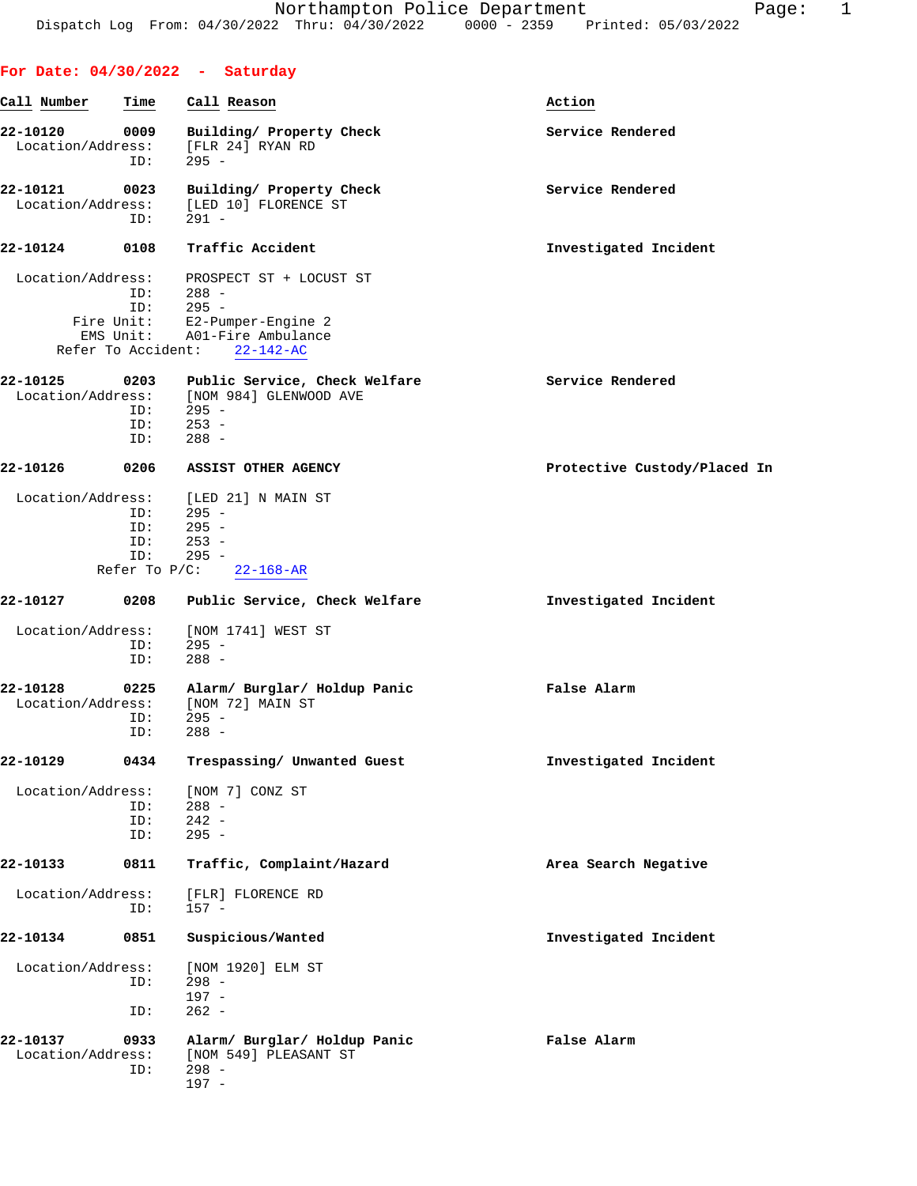Northampton Police Department
Dispatch Log From: 04/30/2022 Thru: 04/30/2022 0000 - 2359 Printed: 05/03/2022

**For Date: 04/30/2022 - Saturday**

| Call Number | Time | Call Reason | Action |
|---|---|---|---|

**22-10120** 0009 **Building/ Property Check** — **Service Rendered**
Location/Address: [FLR 24] RYAN RD
ID: 295 -

**22-10121** 0023 **Building/ Property Check** — **Service Rendered**
Location/Address: [LED 10] FLORENCE ST
ID: 291 -

**22-10124** 0108 **Traffic Accident** — **Investigated Incident**
Location/Address: PROSPECT ST + LOCUST ST
ID: 288 -
ID: 295 -
Fire Unit: E2-Pumper-Engine 2
EMS Unit: A01-Fire Ambulance
Refer To Accident: 22-142-AC

**22-10125** 0203 **Public Service, Check Welfare** — **Service Rendered**
Location/Address: [NOM 984] GLENWOOD AVE
ID: 295 -
ID: 253 -
ID: 288 -

**22-10126** 0206 **ASSIST OTHER AGENCY** — **Protective Custody/Placed In**
Location/Address: [LED 21] N MAIN ST
ID: 295 -
ID: 295 -
ID: 253 -
ID: 295 -
Refer To P/C: 22-168-AR

**22-10127** 0208 **Public Service, Check Welfare** — **Investigated Incident**
Location/Address: [NOM 1741] WEST ST
ID: 295 -
ID: 288 -

**22-10128** 0225 **Alarm/ Burglar/ Holdup Panic** — **False Alarm**
Location/Address: [NOM 72] MAIN ST
ID: 295 -
ID: 288 -

**22-10129** 0434 **Trespassing/ Unwanted Guest** — **Investigated Incident**
Location/Address: [NOM 7] CONZ ST
ID: 288 -
ID: 242 -
ID: 295 -

**22-10133** 0811 **Traffic, Complaint/Hazard** — **Area Search Negative**
Location/Address: [FLR] FLORENCE RD
ID: 157 -

**22-10134** 0851 **Suspicious/Wanted** — **Investigated Incident**
Location/Address: [NOM 1920] ELM ST
ID: 298 -
197 -
ID: 262 -

**22-10137** 0933 **Alarm/ Burglar/ Holdup Panic** — **False Alarm**
Location/Address: [NOM 549] PLEASANT ST
ID: 298 -
197 -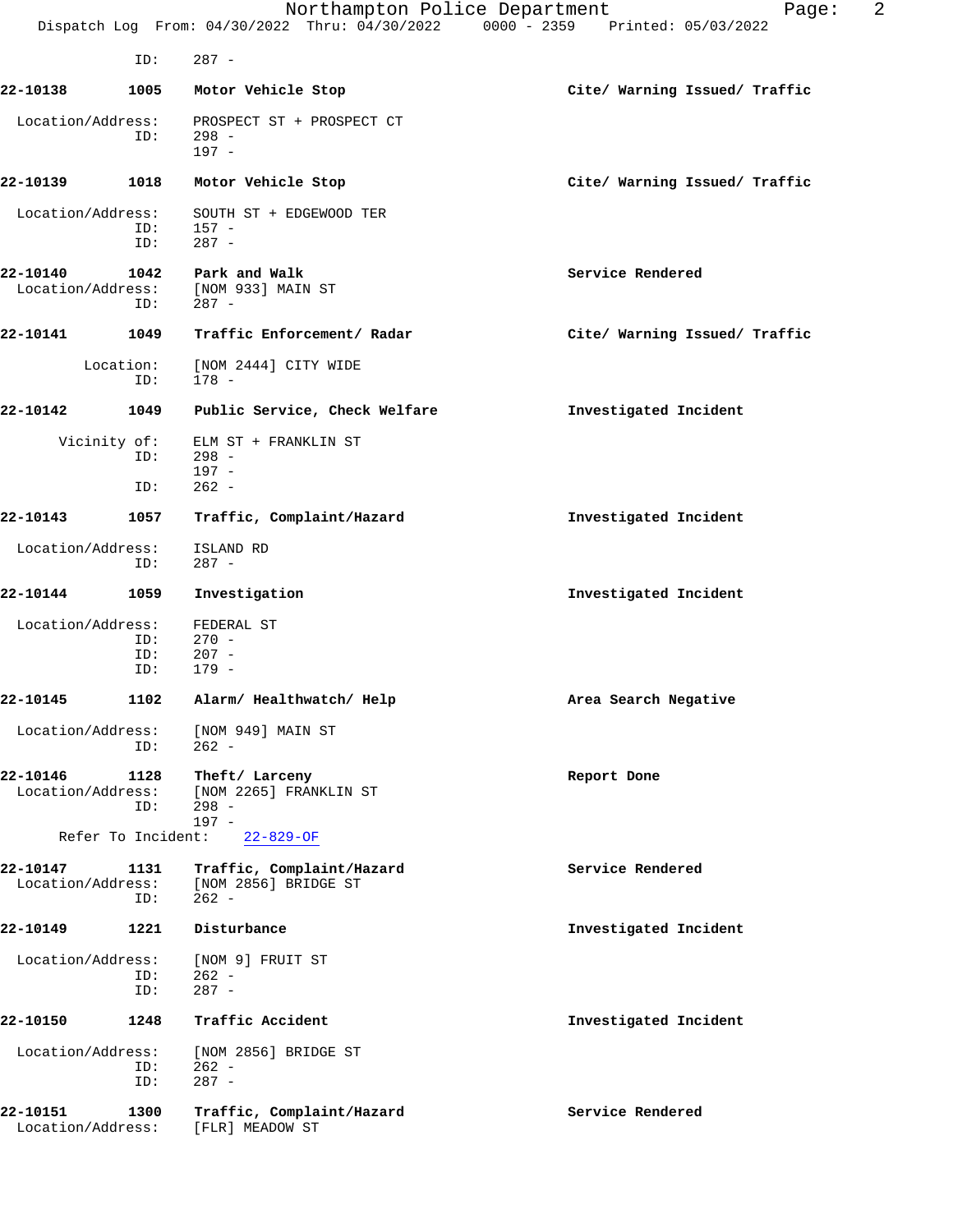ID: 287 -

**22-10138** **1005** **Motor Vehicle Stop** **Cite/ Warning Issued/ Traffic**

Location/Address: PROSPECT ST + PROSPECT CT
ID: 298 -
197 -

**22-10139** **1018** **Motor Vehicle Stop** **Cite/ Warning Issued/ Traffic**

Location/Address: SOUTH ST + EDGEWOOD TER
ID: 157 -
ID: 287 -

**22-10140** **1042** **Park and Walk** **Service Rendered**
Location/Address: [NOM 933] MAIN ST
ID: 287 -

**22-10141** **1049** **Traffic Enforcement/ Radar** **Cite/ Warning Issued/ Traffic**

Location: [NOM 2444] CITY WIDE
ID: 178 -

**22-10142** **1049** **Public Service, Check Welfare** **Investigated Incident**

Vicinity of: ELM ST + FRANKLIN ST
ID: 298 -
197 -
ID: 262 -

**22-10143** **1057** **Traffic, Complaint/Hazard** **Investigated Incident**

Location/Address: ISLAND RD
ID: 287 -

**22-10144** **1059** **Investigation** **Investigated Incident**

Location/Address: FEDERAL ST
ID: 270 -
ID: 207 -
ID: 179 -

**22-10145** **1102** **Alarm/ Healthwatch/ Help** **Area Search Negative**

Location/Address: [NOM 949] MAIN ST
ID: 262 -

**22-10146** **1128** **Theft/ Larceny** **Report Done**
Location/Address: [NOM 2265] FRANKLIN ST
ID: 298 -
197 -
Refer To Incident: 22-829-OF

**22-10147** **1131** **Traffic, Complaint/Hazard** **Service Rendered**
Location/Address: [NOM 2856] BRIDGE ST
ID: 262 -

**22-10149** **1221** **Disturbance** **Investigated Incident**

Location/Address: [NOM 9] FRUIT ST
ID: 262 -
ID: 287 -

**22-10150** **1248** **Traffic Accident** **Investigated Incident**

Location/Address: [NOM 2856] BRIDGE ST
ID: 262 -
ID: 287 -

**22-10151** **1300** **Traffic, Complaint/Hazard** **Service Rendered**
Location/Address: [FLR] MEADOW ST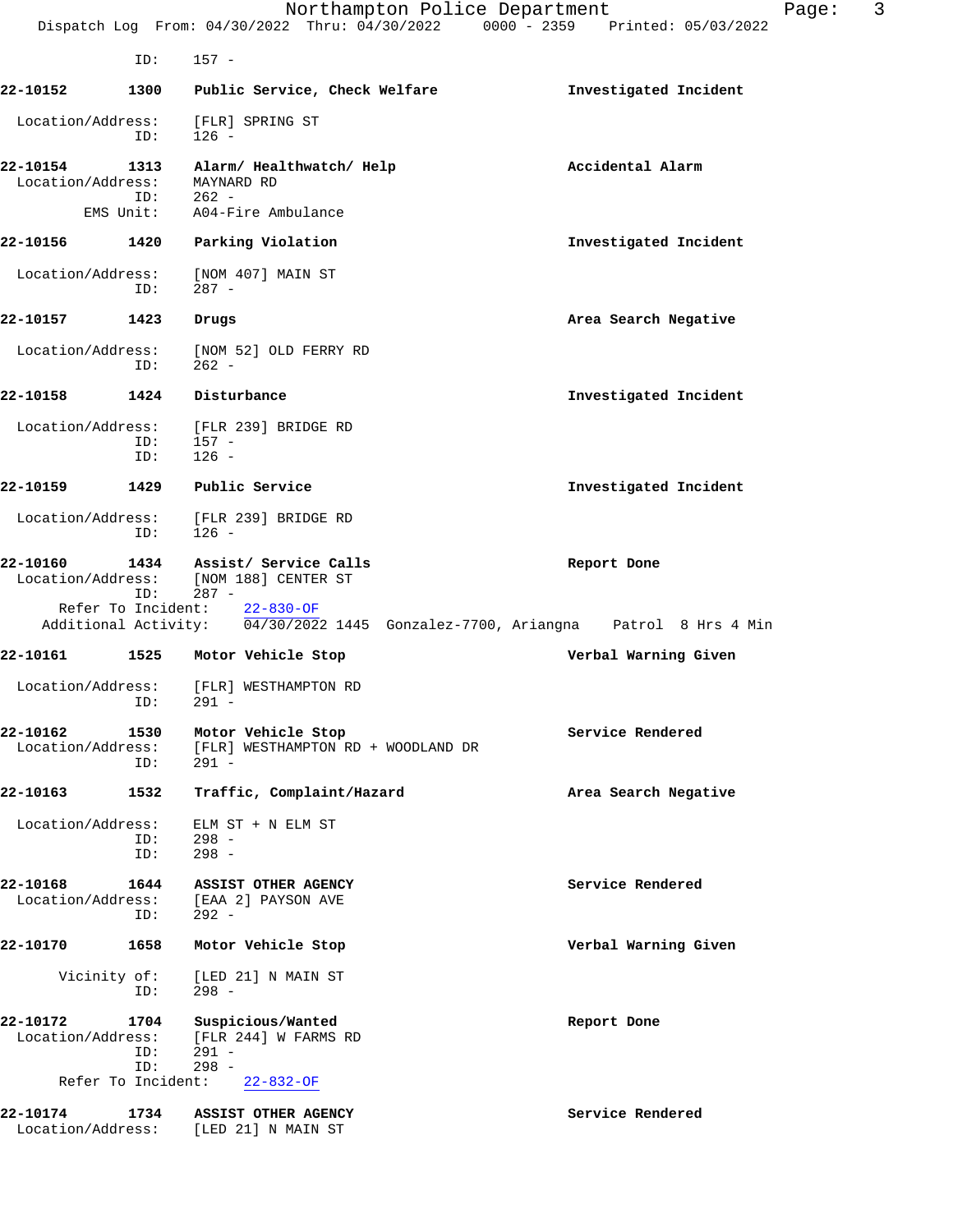ID: 157 -

**22-10152 1300 Public Service, Check Welfare** — Investigated Incident

Location/Address: [FLR] SPRING ST
ID: 126 -

**22-10154 1313 Alarm/ Healthwatch/ Help** — Accidental Alarm

Location/Address: MAYNARD RD
ID: 262 -
EMS Unit: A04-Fire Ambulance

**22-10156 1420 Parking Violation** — Investigated Incident

Location/Address: [NOM 407] MAIN ST
ID: 287 -

**22-10157 1423 Drugs** — Area Search Negative

Location/Address: [NOM 52] OLD FERRY RD
ID: 262 -

**22-10158 1424 Disturbance** — Investigated Incident

Location/Address: [FLR 239] BRIDGE RD
ID: 157 -
ID: 126 -

**22-10159 1429 Public Service** — Investigated Incident

Location/Address: [FLR 239] BRIDGE RD
ID: 126 -

**22-10160 1434 Assist/ Service Calls** — Report Done

Location/Address: [NOM 188] CENTER ST
ID: 287 -
Refer To Incident: 22-830-OF
Additional Activity: 04/30/2022 1445 Gonzalez-7700, Ariangna Patrol 8 Hrs 4 Min

**22-10161 1525 Motor Vehicle Stop** — Verbal Warning Given

Location/Address: [FLR] WESTHAMPTON RD
ID: 291 -

**22-10162 1530 Motor Vehicle Stop** — Service Rendered

Location/Address: [FLR] WESTHAMPTON RD + WOODLAND DR
ID: 291 -

**22-10163 1532 Traffic, Complaint/Hazard** — Area Search Negative

Location/Address: ELM ST + N ELM ST
ID: 298 -
ID: 298 -

**22-10168 1644 ASSIST OTHER AGENCY** — Service Rendered

Location/Address: [EAA 2] PAYSON AVE
ID: 292 -

**22-10170 1658 Motor Vehicle Stop** — Verbal Warning Given

Vicinity of: [LED 21] N MAIN ST
ID: 298 -

**22-10172 1704 Suspicious/Wanted** — Report Done

Location/Address: [FLR 244] W FARMS RD
ID: 291 -
ID: 298 -
Refer To Incident: 22-832-OF

**22-10174 1734 ASSIST OTHER AGENCY** — Service Rendered

Location/Address: [LED 21] N MAIN ST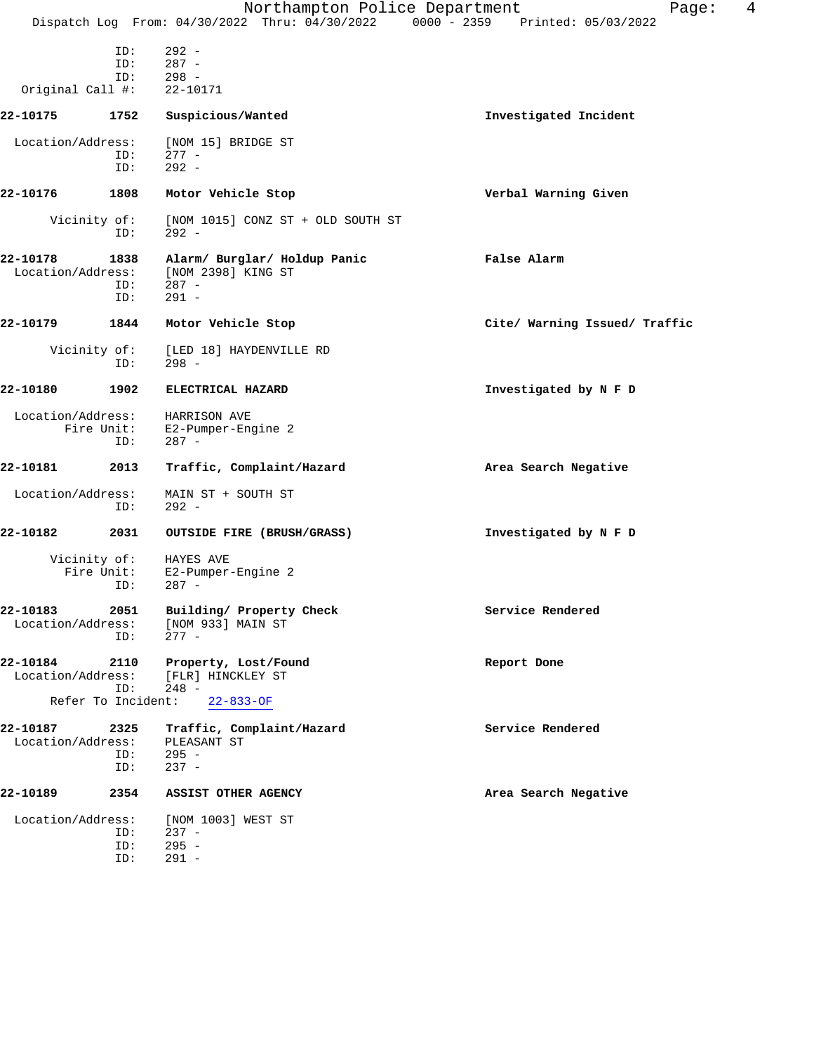```
          ID:     292 -
          ID:     287 -
          ID:     298 -
 Original Call #: 22-10171

22-10175     1752   Suspicious/Wanted                              Investigated Incident

 Location/Address:  [NOM 15] BRIDGE ST
              ID:   277 -
              ID:   292 -

22-10176     1808   Motor Vehicle Stop                             Verbal Warning Given

      Vicinity of:  [NOM 1015] CONZ ST + OLD SOUTH ST
              ID:   292 -

22-10178     1838   Alarm/ Burglar/ Holdup Panic                   False Alarm
 Location/Address:  [NOM 2398] KING ST
              ID:   287 -
              ID:   291 -

22-10179     1844   Motor Vehicle Stop                             Cite/ Warning Issued/ Traffic

      Vicinity of:  [LED 18] HAYDENVILLE RD
              ID:   298 -

22-10180     1902   ELECTRICAL HAZARD                              Investigated by N F D

 Location/Address:  HARRISON AVE
       Fire Unit:   E2-Pumper-Engine 2
              ID:   287 -

22-10181     2013   Traffic, Complaint/Hazard                      Area Search Negative

 Location/Address:  MAIN ST + SOUTH ST
              ID:   292 -

22-10182     2031   OUTSIDE FIRE (BRUSH/GRASS)                     Investigated by N F D

      Vicinity of:  HAYES AVE
       Fire Unit:   E2-Pumper-Engine 2
              ID:   287 -

22-10183     2051   Building/ Property Check                       Service Rendered
 Location/Address:  [NOM 933] MAIN ST
              ID:   277 -

22-10184     2110   Property, Lost/Found                           Report Done
 Location/Address:  [FLR] HINCKLEY ST
              ID:   248 -
      Refer To Incident:   22-833-OF

22-10187     2325   Traffic, Complaint/Hazard                      Service Rendered
 Location/Address:  PLEASANT ST
              ID:   295 -
              ID:   237 -

22-10189     2354   ASSIST OTHER AGENCY                            Area Search Negative

 Location/Address:  [NOM 1003] WEST ST
              ID:   237 -
              ID:   295 -
              ID:   291 -
```